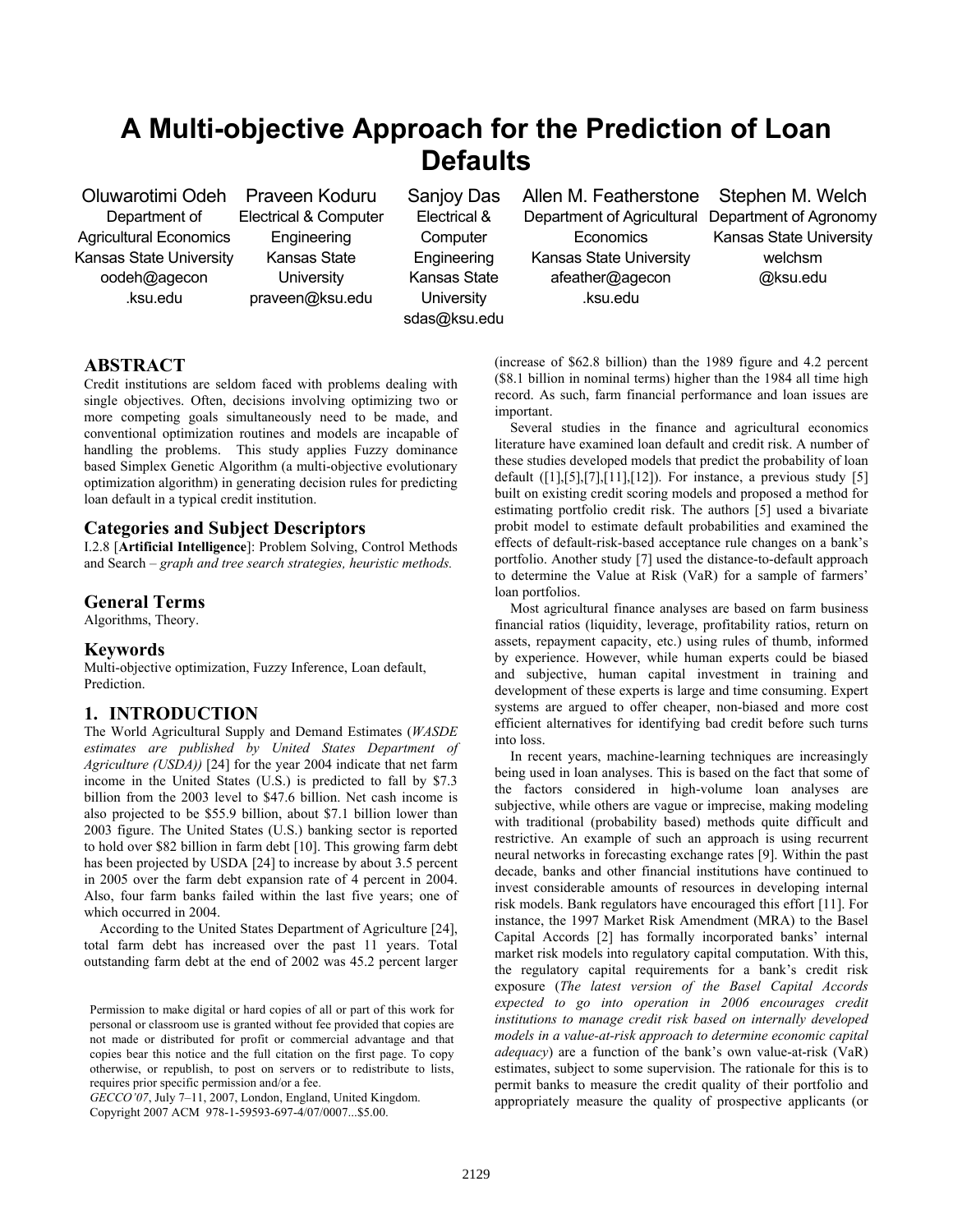# A Multi-objective Approach for the Prediction of Loan Defaults

Oluwarotimi Odeh
Department of Agricultural Economics
Kansas State University
oodeh@agecon.ksu.edu

Praveen Koduru
Electrical & Computer Engineering
Kansas State University
praveen@ksu.edu

Sanjoy Das
Electrical & Computer Engineering
Kansas State University
sdas@ksu.edu

Allen M. Featherstone
Department of Agricultural Economics
Kansas State University
afeather@agecon.ksu.edu

Stephen M. Welch
Department of Agronomy
Kansas State University
welchsm@ksu.edu

## ABSTRACT

Credit institutions are seldom faced with problems dealing with single objectives. Often, decisions involving optimizing two or more competing goals simultaneously need to be made, and conventional optimization routines and models are incapable of handling the problems. This study applies Fuzzy dominance based Simplex Genetic Algorithm (a multi-objective evolutionary optimization algorithm) in generating decision rules for predicting loan default in a typical credit institution.

### Categories and Subject Descriptors

I.2.8 [**Artificial Intelligence**]: Problem Solving, Control Methods and Search – *graph and tree search strategies, heuristic methods.*

### General Terms

Algorithms, Theory.

### Keywords

Multi-objective optimization, Fuzzy Inference, Loan default, Prediction.

## 1. INTRODUCTION

The World Agricultural Supply and Demand Estimates (*WASDE estimates are published by United States Department of Agriculture (USDA))* [24] for the year 2004 indicate that net farm income in the United States (U.S.) is predicted to fall by $7.3 billion from the 2003 level to $47.6 billion. Net cash income is also projected to be $55.9 billion, about $7.1 billion lower than 2003 figure. The United States (U.S.) banking sector is reported to hold over $82 billion in farm debt [10]. This growing farm debt has been projected by USDA [24] to increase by about 3.5 percent in 2005 over the farm debt expansion rate of 4 percent in 2004. Also, four farm banks failed within the last five years; one of which occurred in 2004.

According to the United States Department of Agriculture [24], total farm debt has increased over the past 11 years. Total outstanding farm debt at the end of 2002 was 45.2 percent larger (increase of $62.8 billion) than the 1989 figure and 4.2 percent ($8.1 billion in nominal terms) higher than the 1984 all time high record. As such, farm financial performance and loan issues are important.

Several studies in the finance and agricultural economics literature have examined loan default and credit risk. A number of these studies developed models that predict the probability of loan default ([1],[5],[7],[11],[12]). For instance, a previous study [5] built on existing credit scoring models and proposed a method for estimating portfolio credit risk. The authors [5] used a bivariate probit model to estimate default probabilities and examined the effects of default-risk-based acceptance rule changes on a bank's portfolio. Another study [7] used the distance-to-default approach to determine the Value at Risk (VaR) for a sample of farmers' loan portfolios.

Most agricultural finance analyses are based on farm business financial ratios (liquidity, leverage, profitability ratios, return on assets, repayment capacity, etc.) using rules of thumb, informed by experience. However, while human experts could be biased and subjective, human capital investment in training and development of these experts is large and time consuming. Expert systems are argued to offer cheaper, non-biased and more cost efficient alternatives for identifying bad credit before such turns into loss.

In recent years, machine-learning techniques are increasingly being used in loan analyses. This is based on the fact that some of the factors considered in high-volume loan analyses are subjective, while others are vague or imprecise, making modeling with traditional (probability based) methods quite difficult and restrictive. An example of such an approach is using recurrent neural networks in forecasting exchange rates [9]. Within the past decade, banks and other financial institutions have continued to invest considerable amounts of resources in developing internal risk models. Bank regulators have encouraged this effort [11]. For instance, the 1997 Market Risk Amendment (MRA) to the Basel Capital Accords [2] has formally incorporated banks' internal market risk models into regulatory capital computation. With this, the regulatory capital requirements for a bank's credit risk exposure (*The latest version of the Basel Capital Accords expected to go into operation in 2006 encourages credit institutions to manage credit risk based on internally developed models in a value-at-risk approach to determine economic capital adequacy*) are a function of the bank's own value-at-risk (VaR) estimates, subject to some supervision. The rationale for this is to permit banks to measure the credit quality of their portfolio and appropriately measure the quality of prospective applicants (or

Permission to make digital or hard copies of all or part of this work for personal or classroom use is granted without fee provided that copies are not made or distributed for profit or commercial advantage and that copies bear this notice and the full citation on the first page. To copy otherwise, or republish, to post on servers or to redistribute to lists, requires prior specific permission and/or a fee.
*GECCO'07*, July 7–11, 2007, London, England, United Kingdom.
Copyright 2007 ACM 978-1-59593-697-4/07/0007...$5.00.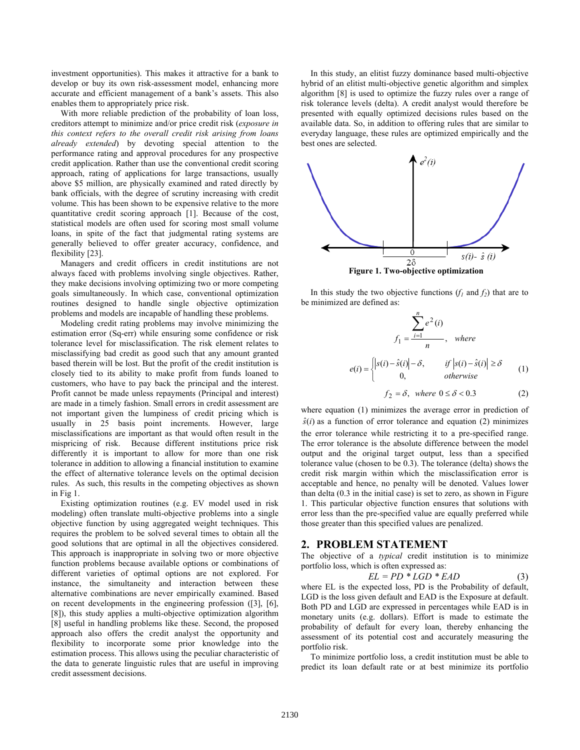investment opportunities). This makes it attractive for a bank to develop or buy its own risk-assessment model, enhancing more accurate and efficient management of a bank's assets. This also enables them to appropriately price risk.

With more reliable prediction of the probability of loan loss, creditors attempt to minimize and/or price credit risk (*exposure in this context refers to the overall credit risk arising from loans already extended*) by devoting special attention to the performance rating and approval procedures for any prospective credit application. Rather than use the conventional credit scoring approach, rating of applications for large transactions, usually above $5 million, are physically examined and rated directly by bank officials, with the degree of scrutiny increasing with credit volume. This has been shown to be expensive relative to the more quantitative credit scoring approach [1]. Because of the cost, statistical models are often used for scoring most small volume loans, in spite of the fact that judgmental rating systems are generally believed to offer greater accuracy, confidence, and flexibility [23].

Managers and credit officers in credit institutions are not always faced with problems involving single objectives. Rather, they make decisions involving optimizing two or more competing goals simultaneously. In which case, conventional optimization routines designed to handle single objective optimization problems and models are incapable of handling these problems.

Modeling credit rating problems may involve minimizing the estimation error (Sq-err) while ensuring some confidence or risk tolerance level for misclassification. The risk element relates to misclassifying bad credit as good such that any amount granted based therein will be lost. But the profit of the credit institution is closely tied to its ability to make profit from funds loaned to customers, who have to pay back the principal and the interest. Profit cannot be made unless repayments (Principal and interest) are made in a timely fashion. Small errors in credit assessment are not important given the lumpiness of credit pricing which is usually in 25 basis point increments. However, large misclassifications are important as that would often result in the mispricing of risk. Because different institutions price risk differently it is important to allow for more than one risk tolerance in addition to allowing a financial institution to examine the effect of alternative tolerance levels on the optimal decision rules. As such, this results in the competing objectives as shown in Fig 1.

Existing optimization routines (e.g. EV model used in risk modeling) often translate multi-objective problems into a single objective function by using aggregated weight techniques. This requires the problem to be solved several times to obtain all the good solutions that are optimal in all the objectives considered. This approach is inappropriate in solving two or more objective function problems because available options or combinations of different varieties of optimal options are not explored. For instance, the simultaneity and interaction between these alternative combinations are never empirically examined. Based on recent developments in the engineering profession ([3], [6], [8]), this study applies a multi-objective optimization algorithm [8] useful in handling problems like these. Second, the proposed approach also offers the credit analyst the opportunity and flexibility to incorporate some prior knowledge into the estimation process. This allows using the peculiar characteristic of the data to generate linguistic rules that are useful in improving credit assessment decisions.

In this study, an elitist fuzzy dominance based multi-objective hybrid of an elitist multi-objective genetic algorithm and simplex algorithm [8] is used to optimize the fuzzy rules over a range of risk tolerance levels (delta). A credit analyst would therefore be presented with equally optimized decisions rules based on the available data. So, in addition to offering rules that are similar to everyday language, these rules are optimized empirically and the best ones are selected.

$e^2(i)$

0

$2\delta$

$s(i)$- $\hat{s}$ $(i)$

**Figure 1. Two-objective optimization**

In this study the two objective functions ($f_1$ and $f_2$) that are to be minimized are defined as:

$$f_1 = \frac{\sum_{i=1}^{n} e^2(i)}{n}, \quad where$$

$$e(i) = \begin{cases} \left|s(i) - \hat{s}(i)\right| - \delta, & if \ \left|s(i) - \hat{s}(i)\right| \geq \delta \\ 0, & otherwise \end{cases} \tag{1}$$

$$f_2 = \delta, \ \ where \ \ 0 \leq \delta < 0.3 \tag{2}$$

where equation (1) minimizes the average error in prediction of $\hat{s}(i)$ as a function of error tolerance and equation (2) minimizes the error tolerance while restricting it to a pre-specified range. The error tolerance is the absolute difference between the model output and the original target output, less than a specified tolerance value (chosen to be 0.3). The tolerance (delta) shows the credit risk margin within which the misclassification error is acceptable and hence, no penalty will be denoted. Values lower than delta (0.3 in the initial case) is set to zero, as shown in Figure 1. This particular objective function ensures that solutions with error less than the pre-specified value are equally preferred while those greater than this specified values are penalized.

## 2. PROBLEM STATEMENT

The objective of a *typical* credit institution is to minimize portfolio loss, which is often expressed as:

$$EL = PD * LGD * EAD \tag{3}$$

where EL is the expected loss, PD is the Probability of default, LGD is the loss given default and EAD is the Exposure at default. Both PD and LGD are expressed in percentages while EAD is in monetary units (e.g. dollars). Effort is made to estimate the probability of default for every loan, thereby enhancing the assessment of its potential cost and accurately measuring the portfolio risk.

To minimize portfolio loss, a credit institution must be able to predict its loan default rate or at best minimize its portfolio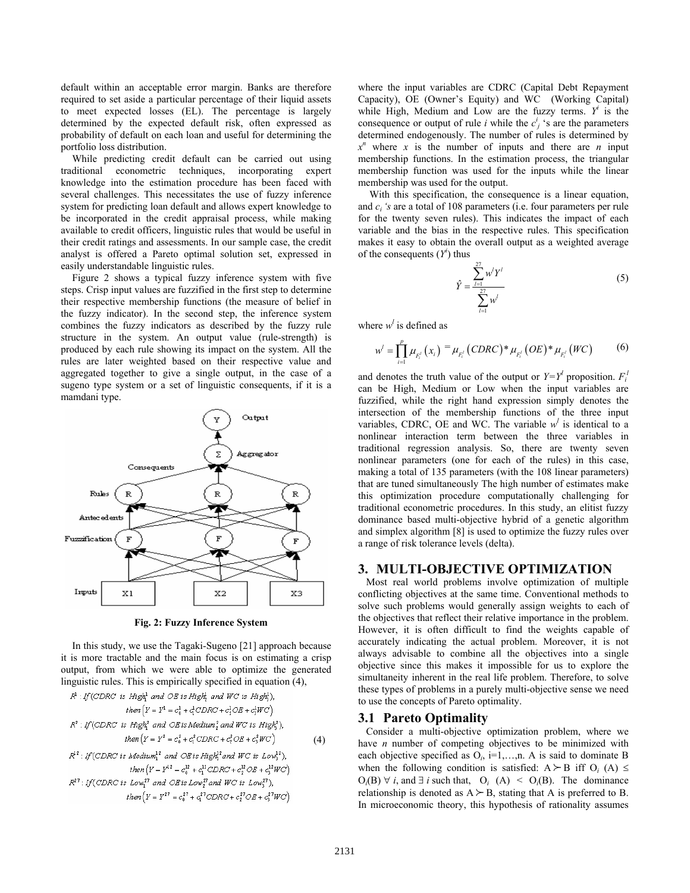default within an acceptable error margin. Banks are therefore required to set aside a particular percentage of their liquid assets to meet expected losses (EL). The percentage is largely determined by the expected default risk, often expressed as probability of default on each loan and useful for determining the portfolio loss distribution.

While predicting credit default can be carried out using traditional econometric techniques, incorporating expert knowledge into the estimation procedure has been faced with several challenges. This necessitates the use of fuzzy inference system for predicting loan default and allows expert knowledge to be incorporated in the credit appraisal process, while making available to credit officers, linguistic rules that would be useful in their credit ratings and assessments. In our sample case, the credit analyst is offered a Pareto optimal solution set, expressed in easily understandable linguistic rules.

Figure 2 shows a typical fuzzy inference system with five steps. Crisp input values are fuzzified in the first step to determine their respective membership functions (the measure of belief in the fuzzy indicator). In the second step, the inference system combines the fuzzy indicators as described by the fuzzy rule structure in the system. An output value (rule-strength) is produced by each rule showing its impact on the system. All the rules are later weighted based on their respective value and aggregated together to give a single output, in the case of a sugeno type system or a set of linguistic consequents, if it is a mamdani type.

**Fig. 2: Fuzzy Inference System**

In this study, we use the Tagaki-Sugeno [21] approach because it is more tractable and the main focus is on estimating a crisp output, from which we were able to optimize the generated linguistic rules. This is empirically specified in equation (4),

$$
\begin{aligned}
&R^1: \text{If } (CDRC \text{ is } High_1^1 \text{ and } OE \text{ is } High_2^1 \text{ and } WC \text{ is } High_3^1),\\
&\qquad \text{then } \left(Y = Y^1 = c_0^1 + c_1^1 CDRC + c_2^1 OE + c_3^1 WC\right)\\
&R^2: \text{If } (CDRC \text{ is } High_1^2 \text{ and } OE \text{ is } Medium_2^2 \text{ and } WC \text{ is } High_3^2),\\
&\qquad \text{then } \left(Y = Y^2 = c_0^2 + c_1^2 CDRC + c_2^2 OE + c_3^2 WC\right)\\
&R^{12}: \text{If } (CDRC \text{ is } Medium_1^{12} \text{ and } OE \text{ is } High_2^{12} \text{ and } WC \text{ is } Low_3^{12}),\\
&\qquad \text{then } \left(Y = Y^{12} = c_0^{12} + c_1^{12} CDRC + c_2^{12} OE + c_3^{12} WC\right)\\
&R^{27}: \text{If } (CDRC \text{ is } Low_1^{27} \text{ and } OE \text{ is } Low_2^{27} \text{ and } WC \text{ is } Low_3^{27}),\\
&\qquad \text{then } \left(Y = Y^{27} = c_0^{27} + c_1^{27} CDRC + c_2^{27} OE + c_3^{27} WC\right)
\end{aligned}
\tag{4}
$$

where the input variables are CDRC (Capital Debt Repayment Capacity), OE (Owner's Equity) and WC (Working Capital) while High, Medium and Low are the fuzzy terms. $Y^i$ is the consequence or output of rule $i$ while the $c^i_j$ 's are the parameters determined endogenously. The number of rules is determined by $x^n$ where $x$ is the number of inputs and there are $n$ input membership functions. In the estimation process, the triangular membership function was used for the inputs while the linear membership was used for the output.

With this specification, the consequence is a linear equation, and $c_i$ 's are a total of 108 parameters (i.e. four parameters per rule for the twenty seven rules). This indicates the impact of each variable and the bias in the respective rules. This specification makes it easy to obtain the overall output as a weighted average of the consequents ($Y^i$) thus

$$
\hat{Y} = \frac{\sum_{l=1}^{27} w^l Y^l}{\sum_{l=1}^{27} w^l} \tag{5}
$$

where $w^l$ is defined as

$$
w^l = \prod_{i=1}^{p} \mu_{F_i^l}(x_i) = \mu_{F_i^l}(CDRC) * \mu_{F_i^l}(OE) * \mu_{F_i^l}(WC) \tag{6}
$$

and denotes the truth value of the output or $Y=Y^l$ proposition. $F_i^l$ can be High, Medium or Low when the input variables are fuzzified, while the right hand expression simply denotes the intersection of the membership functions of the three input variables, CDRC, OE and WC. The variable $w^l$ is identical to a nonlinear interaction term between the three variables in traditional regression analysis. So, there are twenty seven nonlinear parameters (one for each of the rules) in this case, making a total of 135 parameters (with the 108 linear parameters) that are tuned simultaneously The high number of estimates make this optimization procedure computationally challenging for traditional econometric procedures. In this study, an elitist fuzzy dominance based multi-objective hybrid of a genetic algorithm and simplex algorithm [8] is used to optimize the fuzzy rules over a range of risk tolerance levels (delta).

# 3. MULTI-OBJECTIVE OPTIMIZATION

Most real world problems involve optimization of multiple conflicting objectives at the same time. Conventional methods to solve such problems would generally assign weights to each of the objectives that reflect their relative importance in the problem. However, it is often difficult to find the weights capable of accurately indicating the actual problem. Moreover, it is not always advisable to combine all the objectives into a single objective since this makes it impossible for us to explore the simultaneity inherent in the real life problem. Therefore, to solve these types of problems in a purely multi-objective sense we need to use the concepts of Pareto optimality.

## 3.1 Pareto Optimality

Consider a multi-objective optimization problem, where we have $n$ number of competing objectives to be minimized with each objective specified as $O_i$, i=1,…,n. A is said to dominate B when the following condition is satisfied: $A \succ B$ iff $O_i(A) \leq O_i(B)$ $\forall$ $i$, and $\exists$ $i$ such that, $O_i(A) < O_i(B)$. The dominance relationship is denoted as $A \succ B$, stating that A is preferred to B. In microeconomic theory, this hypothesis of rationality assumes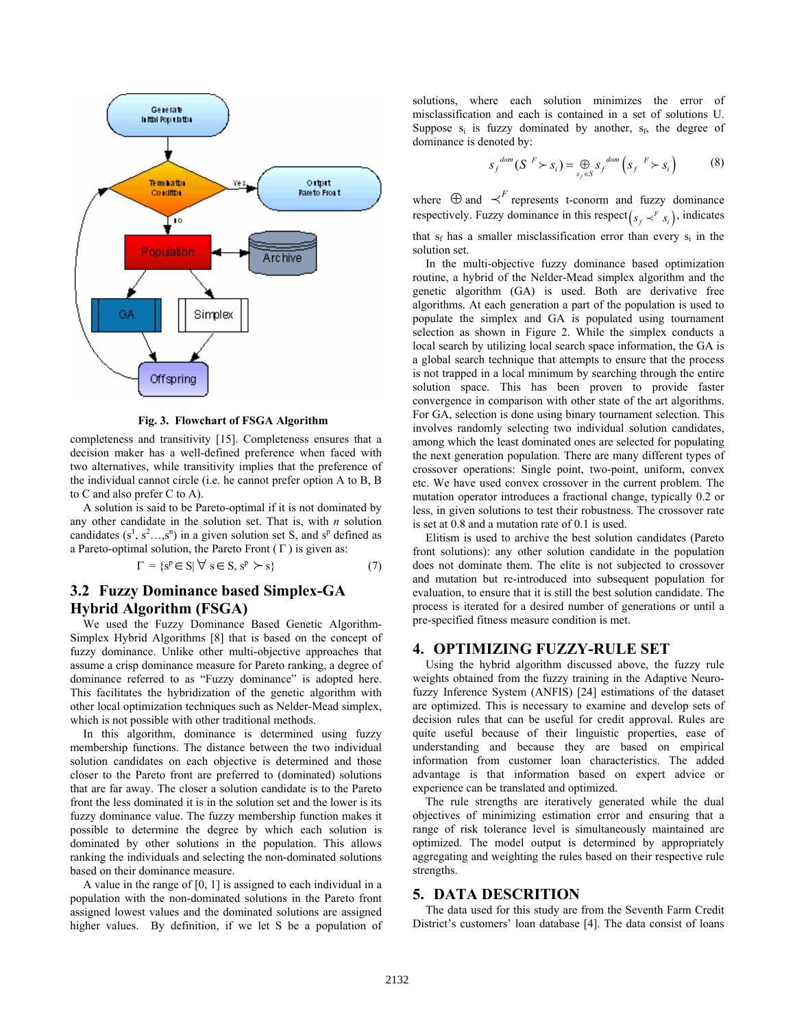Generate Initial Population

Termination Condition

Yes

Output Pareto Front

no

Population

Archive

GA

Simplex

Offspring

**Fig. 3. Flowchart of FSGA Algorithm**

completeness and transitivity [15]. Completeness ensures that a decision maker has a well-defined preference when faced with two alternatives, while transitivity implies that the preference of the individual cannot circle (i.e. he cannot prefer option A to B, B to C and also prefer C to A).

A solution is said to be Pareto-optimal if it is not dominated by any other candidate in the solution set. That is, with $n$ solution candidates ($s^1, s^2 \ldots, s^n$) in a given solution set S, and $s^p$ defined as a Pareto-optimal solution, the Pareto Front ( $\Gamma$ ) is given as:

$$\Gamma = \{s^p \in S | \forall\, s \in S,\, s^p \succ s\} \tag{7}$$

## 3.2 Fuzzy Dominance based Simplex-GA Hybrid Algorithm (FSGA)

We used the Fuzzy Dominance Based Genetic Algorithm-Simplex Hybrid Algorithms [8] that is based on the concept of fuzzy dominance. Unlike other multi-objective approaches that assume a crisp dominance measure for Pareto ranking, a degree of dominance referred to as "Fuzzy dominance" is adopted here. This facilitates the hybridization of the genetic algorithm with other local optimization techniques such as Nelder-Mead simplex, which is not possible with other traditional methods.

In this algorithm, dominance is determined using fuzzy membership functions. The distance between the two individual solution candidates on each objective is determined and those closer to the Pareto front are preferred to (dominated) solutions that are far away. The closer a solution candidate is to the Pareto front the less dominated it is in the solution set and the lower is its fuzzy dominance value. The fuzzy membership function makes it possible to determine the degree by which each solution is dominated by other solutions in the population. This allows ranking the individuals and selecting the non-dominated solutions based on their dominance measure.

A value in the range of [0, 1] is assigned to each individual in a population with the non-dominated solutions in the Pareto front assigned lowest values and the dominated solutions are assigned higher values. By definition, if we let S be a population of solutions, where each solution minimizes the error of misclassification and each is contained in a set of solutions U. Suppose $s_i$ is fuzzy dominated by another, $s_f$, the degree of dominance is denoted by:

$$s_f^{\,dom}(S \stackrel{F}{\succ} s_i) = \bigoplus_{s_f \in S} s_f^{\,dom}\left(s_f \stackrel{F}{\succ} s_i\right) \tag{8}$$

where $\oplus$ and $\stackrel{F}{\prec}$ represents t-conorm and fuzzy dominance respectively. Fuzzy dominance in this respect $\left(s_f \stackrel{F}{\prec} s_i\right)$, indicates that $s_f$ has a smaller misclassification error than every $s_i$ in the solution set.

In the multi-objective fuzzy dominance based optimization routine, a hybrid of the Nelder-Mead simplex algorithm and the genetic algorithm (GA) is used. Both are derivative free algorithms. At each generation a part of the population is used to populate the simplex and GA is populated using tournament selection as shown in Figure 2. While the simplex conducts a local search by utilizing local search space information, the GA is a global search technique that attempts to ensure that the process is not trapped in a local minimum by searching through the entire solution space. This has been proven to provide faster convergence in comparison with other state of the art algorithms. For GA, selection is done using binary tournament selection. This involves randomly selecting two individual solution candidates, among which the least dominated ones are selected for populating the next generation population. There are many different types of crossover operations: Single point, two-point, uniform, convex etc. We have used convex crossover in the current problem. The mutation operator introduces a fractional change, typically 0.2 or less, in given solutions to test their robustness. The crossover rate is set at 0.8 and a mutation rate of 0.1 is used.

Elitism is used to archive the best solution candidates (Pareto front solutions): any other solution candidate in the population does not dominate them. The elite is not subjected to crossover and mutation but re-introduced into subsequent population for evaluation, to ensure that it is still the best solution candidate. The process is iterated for a desired number of generations or until a pre-specified fitness measure condition is met.

## 4. OPTIMIZING FUZZY-RULE SET

Using the hybrid algorithm discussed above, the fuzzy rule weights obtained from the fuzzy training in the Adaptive Neuro-fuzzy Inference System (ANFIS) [24] estimations of the dataset are optimized. This is necessary to examine and develop sets of decision rules that can be useful for credit approval. Rules are quite useful because of their linguistic properties, ease of understanding and because they are based on empirical information from customer loan characteristics. The added advantage is that information based on expert advice or experience can be translated and optimized.

The rule strengths are iteratively generated while the dual objectives of minimizing estimation error and ensuring that a range of risk tolerance level is simultaneously maintained are optimized. The model output is determined by appropriately aggregating and weighting the rules based on their respective rule strengths.

## 5. DATA DESCRIPTION

The data used for this study are from the Seventh Farm Credit District's customers' loan database [4]. The data consist of loans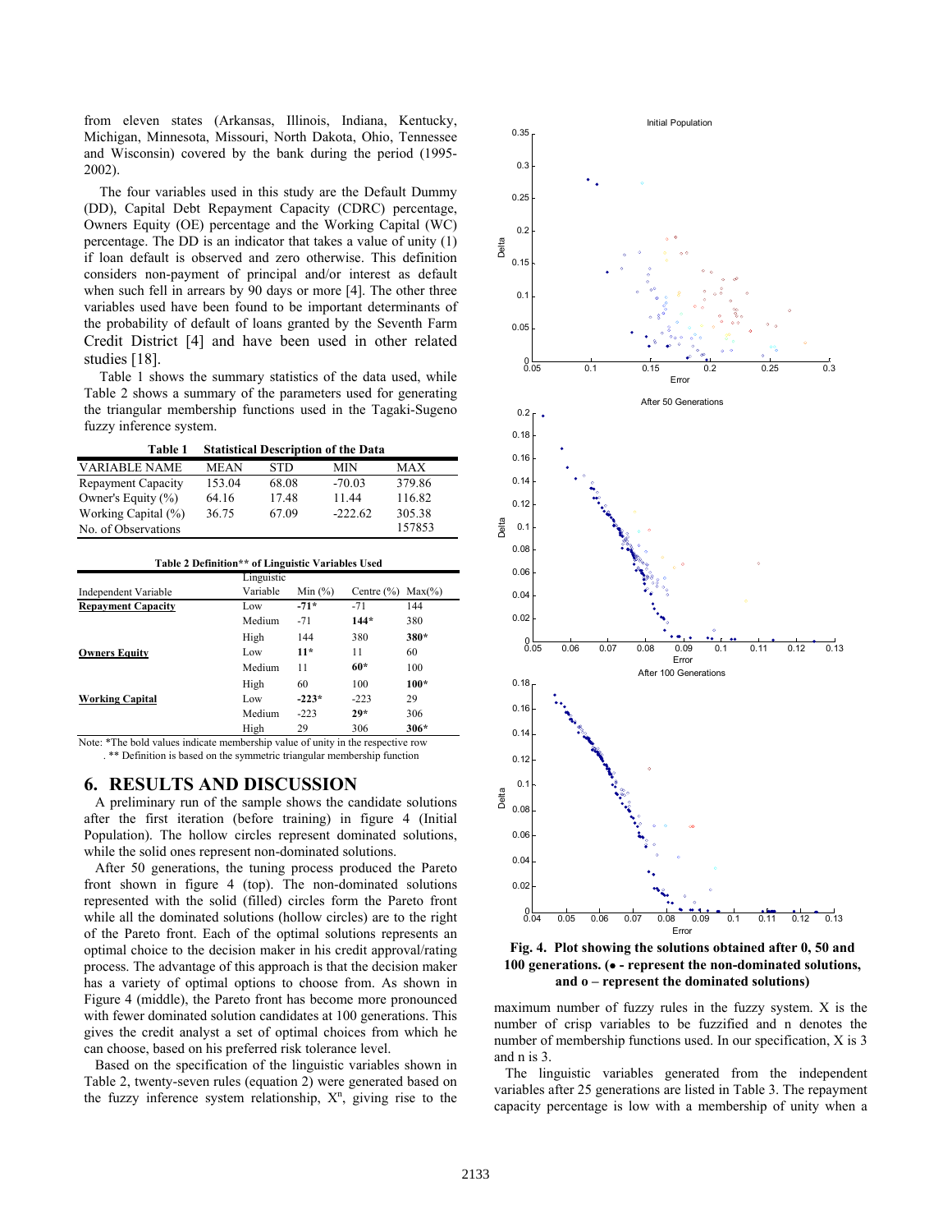from eleven states (Arkansas, Illinois, Indiana, Kentucky, Michigan, Minnesota, Missouri, North Dakota, Ohio, Tennessee and Wisconsin) covered by the bank during the period (1995-2002).

The four variables used in this study are the Default Dummy (DD), Capital Debt Repayment Capacity (CDRC) percentage, Owners Equity (OE) percentage and the Working Capital (WC) percentage. The DD is an indicator that takes a value of unity (1) if loan default is observed and zero otherwise. This definition considers non-payment of principal and/or interest as default when such fell in arrears by 90 days or more [4]. The other three variables used have been found to be important determinants of the probability of default of loans granted by the Seventh Farm Credit District [4] and have been used in other related studies [18].

Table 1 shows the summary statistics of the data used, while Table 2 shows a summary of the parameters used for generating the triangular membership functions used in the Tagaki-Sugeno fuzzy inference system.

**Table 1 Statistical Description of the Data**

| VARIABLE NAME | MEAN | STD | MIN | MAX |
|---|---|---|---|---|
| Repayment Capacity | 153.04 | 68.08 | -70.03 | 379.86 |
| Owner's Equity (%) | 64.16 | 17.48 | 11.44 | 116.82 |
| Working Capital (%) | 36.75 | 67.09 | -222.62 | 305.38 |
| No. of Observations | | | | 157853 |

**Table 2 Definition** of Linguistic Variables Used**

| Independent Variable | Linguistic Variable | Min (%) | Centre (%) | Max(%) |
|---|---|---|---|---|
| **Repayment Capacity** | Low | **-71*** | -71 | 144 |
| | Medium | -71 | **144*** | 380 |
| | High | 144 | 380 | **380*** |
| **Owners Equity** | Low | **11*** | 11 | 60 |
| | Medium | 11 | **60*** | 100 |
| | High | 60 | 100 | **100*** |
| **Working Capital** | Low | **-223*** | -223 | 29 |
| | Medium | -223 | **29*** | 306 |
| | High | 29 | 306 | **306*** |

Note: *The bold values indicate membership value of unity in the respective row. ** Definition is based on the symmetric triangular membership function

## 6. RESULTS AND DISCUSSION

A preliminary run of the sample shows the candidate solutions after the first iteration (before training) in figure 4 (Initial Population). The hollow circles represent dominated solutions, while the solid ones represent non-dominated solutions.

After 50 generations, the tuning process produced the Pareto front shown in figure 4 (top). The non-dominated solutions represented with the solid (filled) circles form the Pareto front while all the dominated solutions (hollow circles) are to the right of the Pareto front. Each of the optimal solutions represents an optimal choice to the decision maker in his credit approval/rating process. The advantage of this approach is that the decision maker has a variety of optimal options to choose from. As shown in Figure 4 (middle), the Pareto front has become more pronounced with fewer dominated solution candidates at 100 generations. This gives the credit analyst a set of optimal choices from which he can choose, based on his preferred risk tolerance level.

Based on the specification of the linguistic variables shown in Table 2, twenty-seven rules (equation 2) were generated based on the fuzzy inference system relationship, $X^n$, giving rise to the maximum number of fuzzy rules in the fuzzy system. X is the number of crisp variables to be fuzzified and n denotes the number of membership functions used. In our specification, X is 3 and n is 3.

**Fig. 4. Plot showing the solutions obtained after 0, 50 and 100 generations. (• - represent the non-dominated solutions, and o – represent the dominated solutions)**

The linguistic variables generated from the independent variables after 25 generations are listed in Table 3. The repayment capacity percentage is low with a membership of unity when a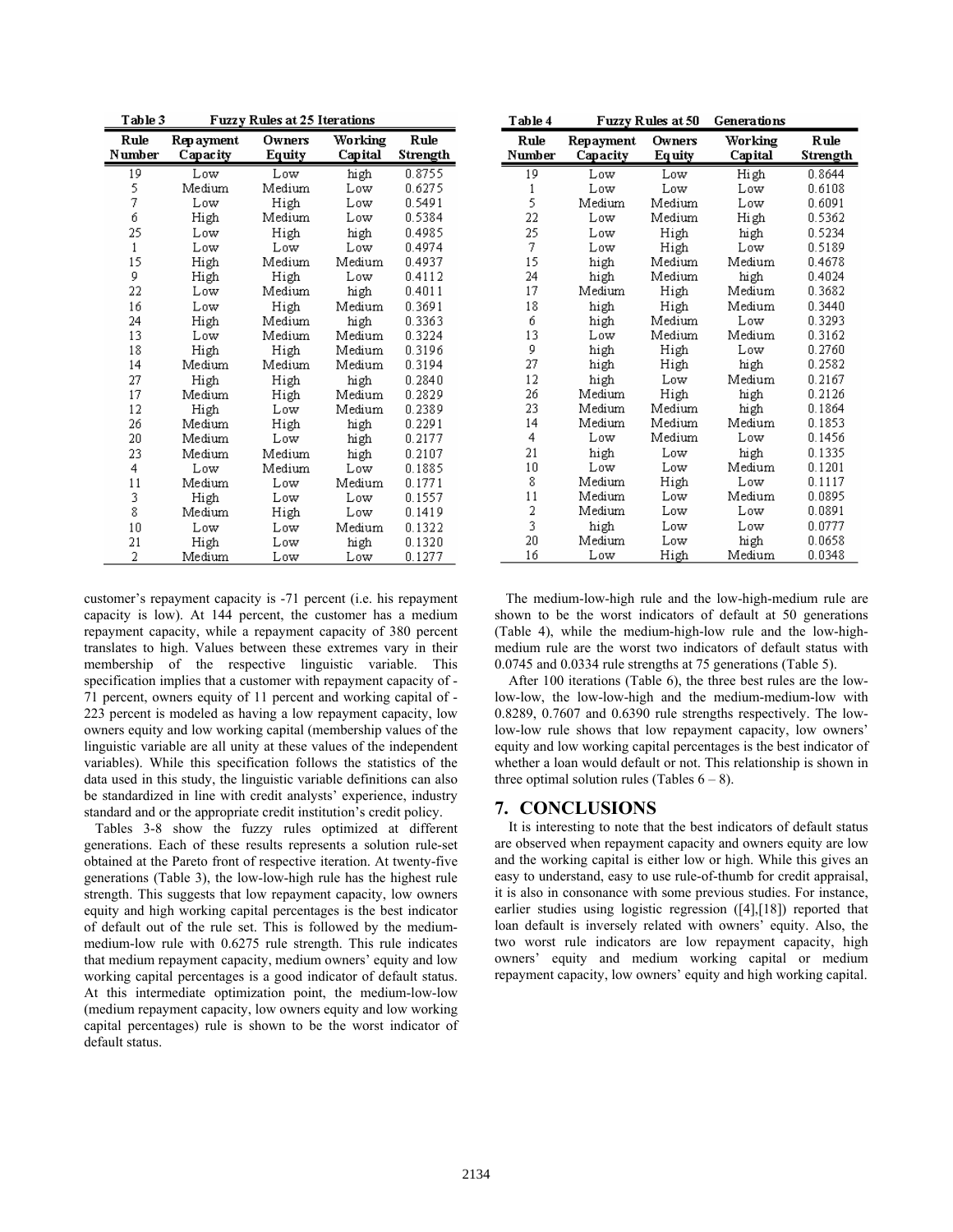Table 3 Fuzzy Rules at 25 Iterations

| Rule Number | Repayment Capacity | Owners Equity | Working Capital | Rule Strength |
|---|---|---|---|---|
| 19 | Low | Low | high | 0.8755 |
| 5 | Medium | Medium | Low | 0.6275 |
| 7 | Low | High | Low | 0.5491 |
| 6 | High | Medium | Low | 0.5384 |
| 25 | Low | High | high | 0.4985 |
| 1 | Low | Low | Low | 0.4974 |
| 15 | High | Medium | Medium | 0.4937 |
| 9 | High | High | Low | 0.4112 |
| 22 | Low | Medium | high | 0.4011 |
| 16 | Low | High | Medium | 0.3691 |
| 24 | High | Medium | high | 0.3363 |
| 13 | Low | Medium | Medium | 0.3224 |
| 18 | High | High | Medium | 0.3196 |
| 14 | Medium | Medium | Medium | 0.3194 |
| 27 | High | High | high | 0.2840 |
| 17 | Medium | High | Medium | 0.2829 |
| 12 | High | Low | Medium | 0.2389 |
| 26 | Medium | High | high | 0.2291 |
| 20 | Medium | Low | high | 0.2177 |
| 23 | Medium | Medium | high | 0.2107 |
| 4 | Low | Medium | Low | 0.1885 |
| 11 | Medium | Low | Medium | 0.1771 |
| 3 | High | Low | Low | 0.1557 |
| 8 | Medium | High | Low | 0.1419 |
| 10 | Low | Low | Medium | 0.1322 |
| 21 | High | Low | high | 0.1320 |
| 2 | Medium | Low | Low | 0.1277 |

Table 4 Fuzzy Rules at 50 Generations

| Rule Number | Repayment Capacity | Owners Equity | Working Capital | Rule Strength |
|---|---|---|---|---|
| 19 | Low | Low | High | 0.8644 |
| 1 | Low | Low | Low | 0.6108 |
| 5 | Medium | Medium | Low | 0.6091 |
| 22 | Low | Medium | High | 0.5362 |
| 25 | Low | High | high | 0.5234 |
| 7 | Low | High | Low | 0.5189 |
| 15 | high | Medium | Medium | 0.4678 |
| 24 | high | Medium | high | 0.4024 |
| 17 | Medium | High | Medium | 0.3682 |
| 18 | high | High | Medium | 0.3440 |
| 6 | high | Medium | Low | 0.3293 |
| 13 | Low | Medium | Medium | 0.3162 |
| 9 | high | High | Low | 0.2760 |
| 27 | high | High | high | 0.2582 |
| 12 | high | Low | Medium | 0.2167 |
| 26 | Medium | High | high | 0.2126 |
| 23 | Medium | Medium | high | 0.1864 |
| 14 | Medium | Medium | Medium | 0.1853 |
| 4 | Low | Medium | Low | 0.1456 |
| 21 | high | Low | high | 0.1335 |
| 10 | Low | Low | Medium | 0.1201 |
| 8 | Medium | High | Low | 0.1117 |
| 11 | Medium | Low | Medium | 0.0895 |
| 2 | Medium | Low | Low | 0.0891 |
| 3 | high | Low | Low | 0.0777 |
| 20 | Medium | Low | high | 0.0658 |
| 16 | Low | High | Medium | 0.0348 |

customer's repayment capacity is -71 percent (i.e. his repayment capacity is low). At 144 percent, the customer has a medium repayment capacity, while a repayment capacity of 380 percent translates to high. Values between these extremes vary in their membership of the respective linguistic variable. This specification implies that a customer with repayment capacity of -71 percent, owners equity of 11 percent and working capital of -223 percent is modeled as having a low repayment capacity, low owners equity and low working capital (membership values of the linguistic variable are all unity at these values of the independent variables). While this specification follows the statistics of the data used in this study, the linguistic variable definitions can also be standardized in line with credit analysts' experience, industry standard and or the appropriate credit institution's credit policy.

Tables 3-8 show the fuzzy rules optimized at different generations. Each of these results represents a solution rule-set obtained at the Pareto front of respective iteration. At twenty-five generations (Table 3), the low-low-high rule has the highest rule strength. This suggests that low repayment capacity, low owners equity and high working capital percentages is the best indicator of default out of the rule set. This is followed by the medium-medium-low rule with 0.6275 rule strength. This rule indicates that medium repayment capacity, medium owners' equity and low working capital percentages is a good indicator of default status. At this intermediate optimization point, the medium-low-low (medium repayment capacity, low owners equity and low working capital percentages) rule is shown to be the worst indicator of default status.

The medium-low-high rule and the low-high-medium rule are shown to be the worst indicators of default at 50 generations (Table 4), while the medium-high-low rule and the low-high-medium rule are the worst two indicators of default status with 0.0745 and 0.0334 rule strengths at 75 generations (Table 5).

After 100 iterations (Table 6), the three best rules are the low-low-low, the low-low-high and the medium-medium-low with 0.8289, 0.7607 and 0.6390 rule strengths respectively. The low-low-low rule shows that low repayment capacity, low owners' equity and low working capital percentages is the best indicator of whether a loan would default or not. This relationship is shown in three optimal solution rules (Tables 6 – 8).

## 7. CONCLUSIONS

It is interesting to note that the best indicators of default status are observed when repayment capacity and owners equity are low and the working capital is either low or high. While this gives an easy to understand, easy to use rule-of-thumb for credit appraisal, it is also in consonance with some previous studies. For instance, earlier studies using logistic regression ([4],[18]) reported that loan default is inversely related with owners' equity. Also, the two worst rule indicators are low repayment capacity, high owners' equity and medium working capital or medium repayment capacity, low owners' equity and high working capital.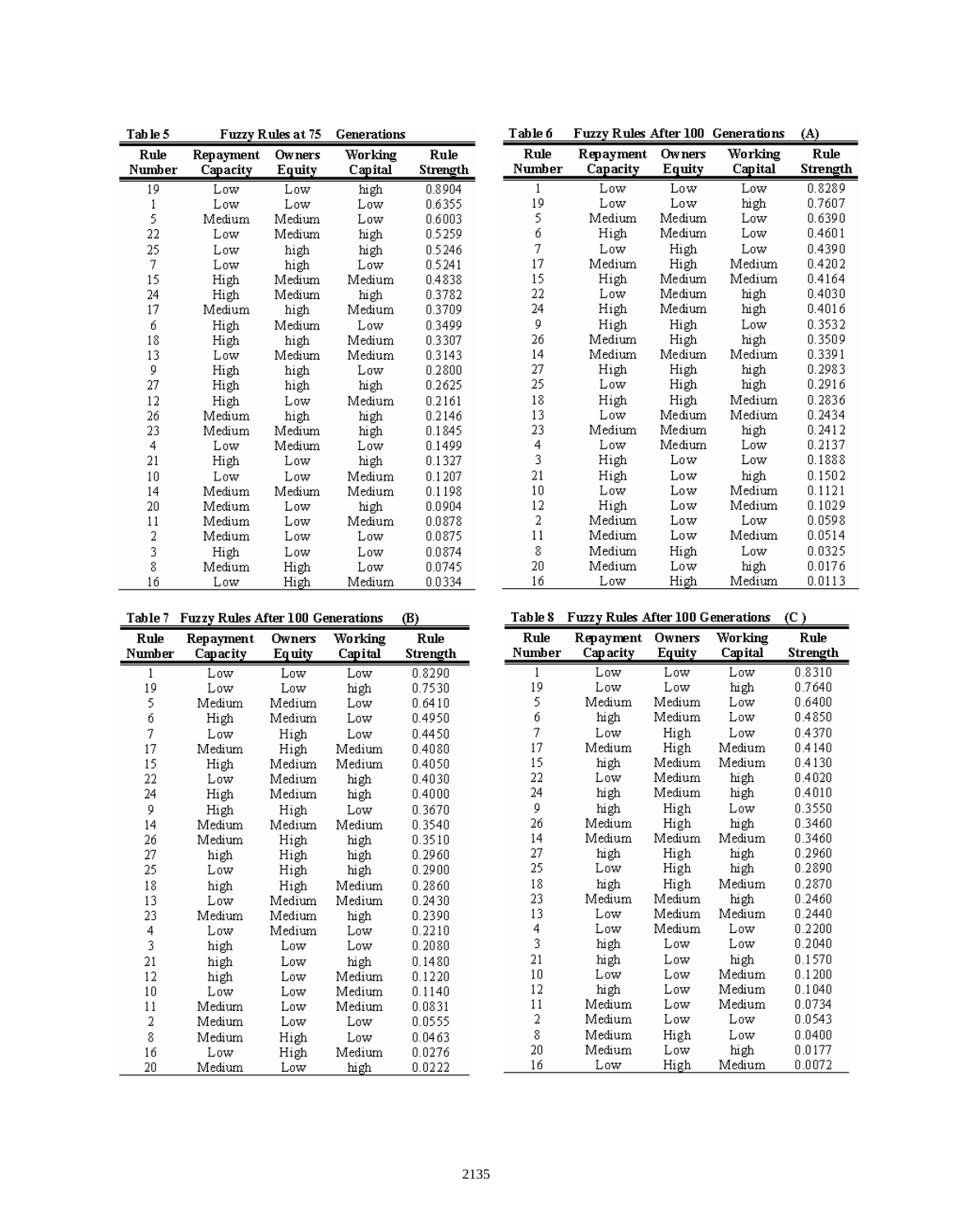Table 5 Fuzzy Rules at 75 Generations

| Rule Number | Repayment Capacity | Owners Equity | Working Capital | Rule Strength |
|---|---|---|---|---|
| 19 | Low | Low | high | 0.8904 |
| 1 | Low | Low | Low | 0.6355 |
| 5 | Medium | Medium | Low | 0.6003 |
| 22 | Low | Medium | high | 0.5259 |
| 25 | Low | high | high | 0.5246 |
| 7 | Low | high | Low | 0.5241 |
| 15 | High | Medium | Medium | 0.4838 |
| 24 | High | Medium | high | 0.3782 |
| 17 | Medium | high | Medium | 0.3709 |
| 6 | High | Medium | Low | 0.3499 |
| 18 | High | high | Medium | 0.3307 |
| 13 | Low | Medium | Medium | 0.3143 |
| 9 | High | high | Low | 0.2800 |
| 27 | High | high | high | 0.2625 |
| 12 | High | Low | Medium | 0.2161 |
| 26 | Medium | high | high | 0.2146 |
| 23 | Medium | Medium | high | 0.1845 |
| 4 | Low | Medium | Low | 0.1499 |
| 21 | High | Low | high | 0.1327 |
| 10 | Low | Low | Medium | 0.1207 |
| 14 | Medium | Medium | Medium | 0.1198 |
| 20 | Medium | Low | high | 0.0904 |
| 11 | Medium | Low | Medium | 0.0878 |
| 2 | Medium | Low | Low | 0.0875 |
| 3 | High | Low | Low | 0.0874 |
| 8 | Medium | High | Low | 0.0745 |
| 16 | Low | High | Medium | 0.0334 |

Table 6 Fuzzy Rules After 100 Generations (A)

| Rule Number | Repayment Capacity | Owners Equity | Working Capital | Rule Strength |
|---|---|---|---|---|
| 1 | Low | Low | Low | 0.8289 |
| 19 | Low | Low | high | 0.7607 |
| 5 | Medium | Medium | Low | 0.6390 |
| 6 | High | Medium | Low | 0.4601 |
| 7 | Low | High | Low | 0.4390 |
| 17 | Medium | High | Medium | 0.4202 |
| 15 | High | Medium | Medium | 0.4164 |
| 22 | Low | Medium | high | 0.4030 |
| 24 | High | Medium | high | 0.4016 |
| 9 | High | High | Low | 0.3532 |
| 26 | Medium | High | high | 0.3509 |
| 14 | Medium | Medium | Medium | 0.3391 |
| 27 | High | High | high | 0.2983 |
| 25 | Low | High | high | 0.2916 |
| 18 | High | High | Medium | 0.2836 |
| 13 | Low | Medium | Medium | 0.2434 |
| 23 | Medium | Medium | high | 0.2412 |
| 4 | Low | Medium | Low | 0.2137 |
| 3 | High | Low | Low | 0.1888 |
| 21 | High | Low | high | 0.1502 |
| 10 | Low | Low | Medium | 0.1121 |
| 12 | High | Low | Medium | 0.1029 |
| 2 | Medium | Low | Low | 0.0598 |
| 11 | Medium | Low | Medium | 0.0514 |
| 8 | Medium | High | Low | 0.0325 |
| 20 | Medium | Low | high | 0.0176 |
| 16 | Low | High | Medium | 0.0113 |

Table 7 Fuzzy Rules After 100 Generations (B)

| Rule Number | Repayment Capacity | Owners Equity | Working Capital | Rule Strength |
|---|---|---|---|---|
| 1 | Low | Low | Low | 0.8290 |
| 19 | Low | Low | high | 0.7530 |
| 5 | Medium | Medium | Low | 0.6410 |
| 6 | High | Medium | Low | 0.4950 |
| 7 | Low | High | Low | 0.4450 |
| 17 | Medium | High | Medium | 0.4080 |
| 15 | High | Medium | Medium | 0.4050 |
| 22 | Low | Medium | high | 0.4030 |
| 24 | High | Medium | high | 0.4000 |
| 9 | High | High | Low | 0.3670 |
| 14 | Medium | Medium | Medium | 0.3540 |
| 26 | Medium | High | high | 0.3510 |
| 27 | high | High | high | 0.2960 |
| 25 | Low | High | high | 0.2900 |
| 18 | high | High | Medium | 0.2860 |
| 13 | Low | Medium | Medium | 0.2430 |
| 23 | Medium | Medium | high | 0.2390 |
| 4 | Low | Medium | Low | 0.2210 |
| 3 | high | Low | Low | 0.2080 |
| 21 | high | Low | high | 0.1480 |
| 12 | high | Low | Medium | 0.1220 |
| 10 | Low | Low | Medium | 0.1140 |
| 11 | Medium | Low | Medium | 0.0831 |
| 2 | Medium | Low | Low | 0.0555 |
| 8 | Medium | High | Low | 0.0463 |
| 16 | Low | High | Medium | 0.0276 |
| 20 | Medium | Low | high | 0.0222 |

Table 8 Fuzzy Rules After 100 Generations (C)

| Rule Number | Repayment Capacity | Owners Equity | Working Capital | Rule Strength |
|---|---|---|---|---|
| 1 | Low | Low | Low | 0.8310 |
| 19 | Low | Low | high | 0.7640 |
| 5 | Medium | Medium | Low | 0.6400 |
| 6 | high | Medium | Low | 0.4850 |
| 7 | Low | High | Low | 0.4370 |
| 17 | Medium | High | Medium | 0.4140 |
| 15 | high | Medium | Medium | 0.4130 |
| 22 | Low | Medium | high | 0.4020 |
| 24 | high | Medium | high | 0.4010 |
| 9 | high | High | Low | 0.3550 |
| 26 | Medium | High | high | 0.3460 |
| 14 | Medium | Medium | Medium | 0.3460 |
| 27 | high | High | high | 0.2960 |
| 25 | Low | High | high | 0.2890 |
| 18 | high | High | Medium | 0.2870 |
| 23 | Medium | Medium | high | 0.2460 |
| 13 | Low | Medium | Medium | 0.2440 |
| 4 | Low | Medium | Low | 0.2200 |
| 3 | high | Low | Low | 0.2040 |
| 21 | high | Low | high | 0.1570 |
| 10 | Low | Low | Medium | 0.1200 |
| 12 | high | Low | Medium | 0.1040 |
| 11 | Medium | Low | Medium | 0.0734 |
| 2 | Medium | Low | Low | 0.0543 |
| 8 | Medium | High | Low | 0.0400 |
| 20 | Medium | Low | high | 0.0177 |
| 16 | Low | High | Medium | 0.0072 |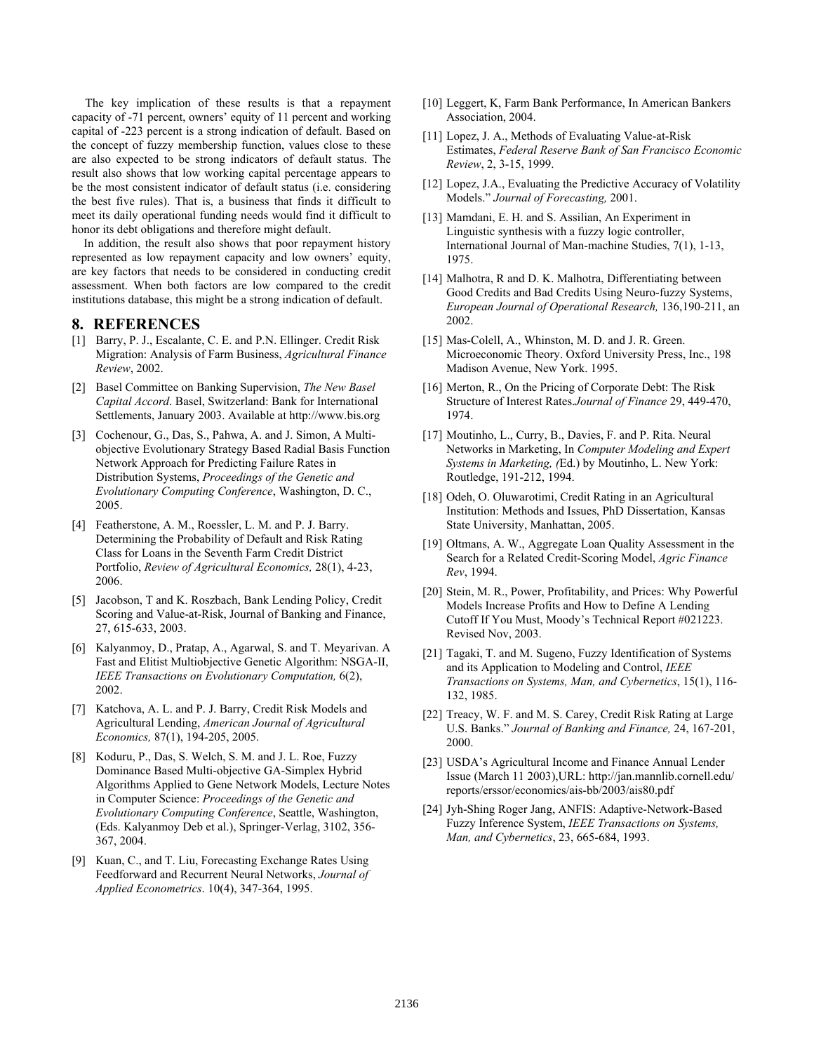The key implication of these results is that a repayment capacity of -71 percent, owners' equity of 11 percent and working capital of -223 percent is a strong indication of default. Based on the concept of fuzzy membership function, values close to these are also expected to be strong indicators of default status. The result also shows that low working capital percentage appears to be the most consistent indicator of default status (i.e. considering the best five rules). That is, a business that finds it difficult to meet its daily operational funding needs would find it difficult to honor its debt obligations and therefore might default.

In addition, the result also shows that poor repayment history represented as low repayment capacity and low owners' equity, are key factors that needs to be considered in conducting credit assessment. When both factors are low compared to the credit institutions database, this might be a strong indication of default.

## 8. REFERENCES

[1] Barry, P. J., Escalante, C. E. and P.N. Ellinger. Credit Risk Migration: Analysis of Farm Business, *Agricultural Finance Review*, 2002.

[2] Basel Committee on Banking Supervision, *The New Basel Capital Accord*. Basel, Switzerland: Bank for International Settlements, January 2003. Available at http://www.bis.org

[3] Cochenour, G., Das, S., Pahwa, A. and J. Simon, A Multi-objective Evolutionary Strategy Based Radial Basis Function Network Approach for Predicting Failure Rates in Distribution Systems, *Proceedings of the Genetic and Evolutionary Computing Conference*, Washington, D. C., 2005.

[4] Featherstone, A. M., Roessler, L. M. and P. J. Barry. Determining the Probability of Default and Risk Rating Class for Loans in the Seventh Farm Credit District Portfolio, *Review of Agricultural Economics,* 28(1), 4-23, 2006.

[5] Jacobson, T and K. Roszbach, Bank Lending Policy, Credit Scoring and Value-at-Risk, Journal of Banking and Finance, 27, 615-633, 2003.

[6] Kalyanmoy, D., Pratap, A., Agarwal, S. and T. Meyarivan. A Fast and Elitist Multiobjective Genetic Algorithm: NSGA-II, *IEEE Transactions on Evolutionary Computation,* 6(2), 2002.

[7] Katchova, A. L. and P. J. Barry, Credit Risk Models and Agricultural Lending, *American Journal of Agricultural Economics,* 87(1), 194-205, 2005.

[8] Koduru, P., Das, S. Welch, S. M. and J. L. Roe, Fuzzy Dominance Based Multi-objective GA-Simplex Hybrid Algorithms Applied to Gene Network Models, Lecture Notes in Computer Science: *Proceedings of the Genetic and Evolutionary Computing Conference*, Seattle, Washington, (Eds. Kalyanmoy Deb et al.), Springer-Verlag, 3102, 356-367, 2004.

[9] Kuan, C., and T. Liu, Forecasting Exchange Rates Using Feedforward and Recurrent Neural Networks, *Journal of Applied Econometrics*. 10(4), 347-364, 1995.

[10] Leggert, K, Farm Bank Performance, In American Bankers Association, 2004.

[11] Lopez, J. A., Methods of Evaluating Value-at-Risk Estimates, *Federal Reserve Bank of San Francisco Economic Review*, 2, 3-15, 1999.

[12] Lopez, J.A., Evaluating the Predictive Accuracy of Volatility Models." *Journal of Forecasting,* 2001.

[13] Mamdani, E. H. and S. Assilian, An Experiment in Linguistic synthesis with a fuzzy logic controller, International Journal of Man-machine Studies, 7(1), 1-13, 1975.

[14] Malhotra, R and D. K. Malhotra, Differentiating between Good Credits and Bad Credits Using Neuro-fuzzy Systems, *European Journal of Operational Research,* 136,190-211, an 2002.

[15] Mas-Colell, A., Whinston, M. D. and J. R. Green. Microeconomic Theory. Oxford University Press, Inc., 198 Madison Avenue, New York. 1995.

[16] Merton, R., On the Pricing of Corporate Debt: The Risk Structure of Interest Rates.*Journal of Finance* 29, 449-470, 1974.

[17] Moutinho, L., Curry, B., Davies, F. and P. Rita. Neural Networks in Marketing, In *Computer Modeling and Expert Systems in Marketing, (*Ed.) by Moutinho, L. New York: Routledge, 191-212, 1994.

[18] Odeh, O. Oluwarotimi, Credit Rating in an Agricultural Institution: Methods and Issues, PhD Dissertation, Kansas State University, Manhattan, 2005.

[19] Oltmans, A. W., Aggregate Loan Quality Assessment in the Search for a Related Credit-Scoring Model, *Agric Finance Rev*, 1994.

[20] Stein, M. R., Power, Profitability, and Prices: Why Powerful Models Increase Profits and How to Define A Lending Cutoff If You Must, Moody's Technical Report #021223. Revised Nov, 2003.

[21] Tagaki, T. and M. Sugeno, Fuzzy Identification of Systems and its Application to Modeling and Control, *IEEE Transactions on Systems, Man, and Cybernetics*, 15(1), 116-132, 1985.

[22] Treacy, W. F. and M. S. Carey, Credit Risk Rating at Large U.S. Banks." *Journal of Banking and Finance,* 24, 167-201, 2000.

[23] USDA's Agricultural Income and Finance Annual Lender Issue (March 11 2003),URL: http://jan.mannlib.cornell.edu/reports/erssor/economics/ais-bb/2003/ais80.pdf

[24] Jyh-Shing Roger Jang, ANFIS: Adaptive-Network-Based Fuzzy Inference System, *IEEE Transactions on Systems, Man, and Cybernetics*, 23, 665-684, 1993.